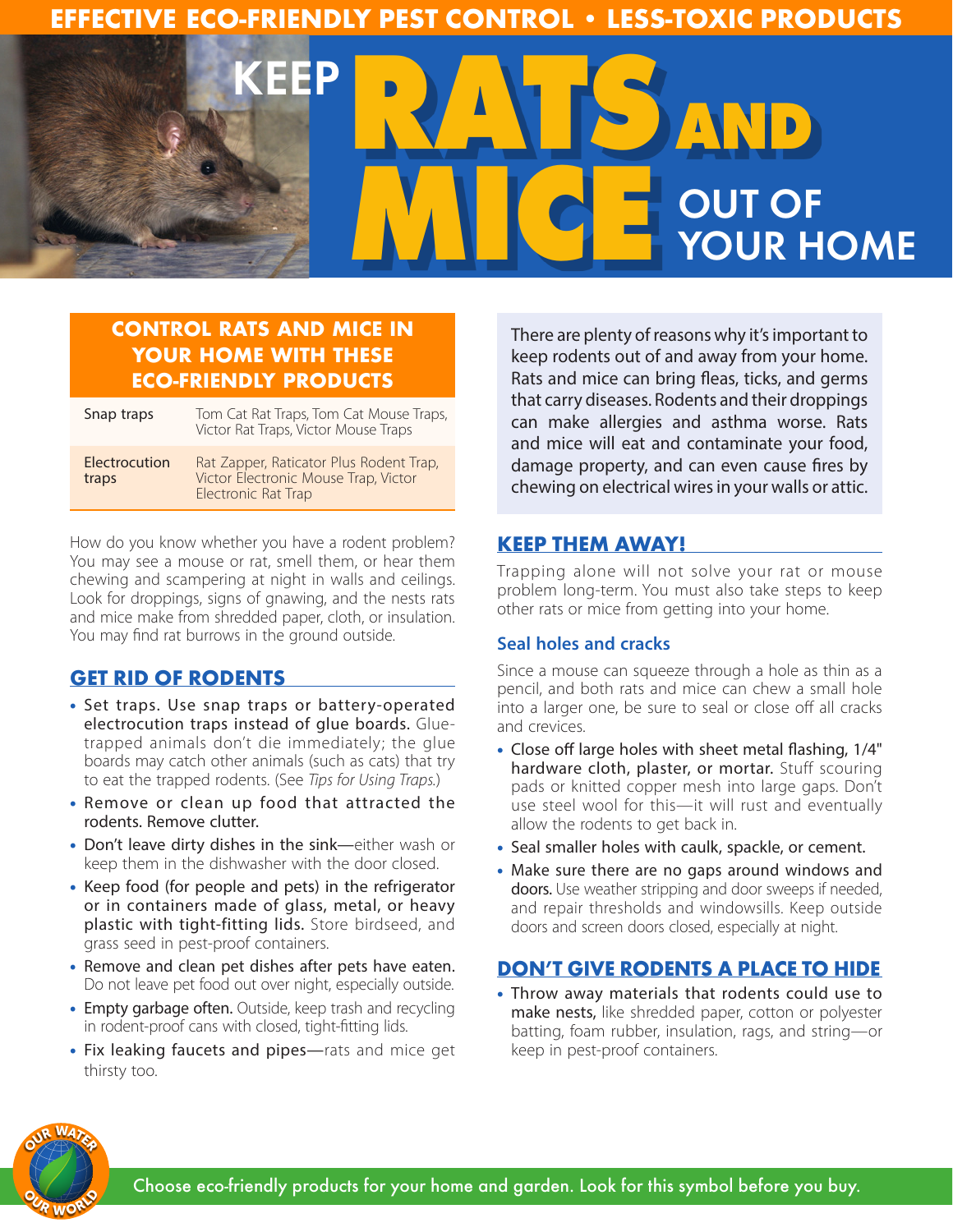EFFECTIVE ECO-FRIENDLY PEST CONTROL • LESS-TOXIC PRODUCTS

# KEEP RATS AND MICE OUT OF YOUR HOME

## CONTROL RATS AND MICE IN YOUR HOME WITH THESE ECO-FRIENDLY PRODUCTS

| | |
|---|---|
| Snap traps | Tom Cat Rat Traps, Tom Cat Mouse Traps, Victor Rat Traps, Victor Mouse Traps |
| Electrocution traps | Rat Zapper, Raticator Plus Rodent Trap, Victor Electronic Mouse Trap, Victor Electronic Rat Trap |

How do you know whether you have a rodent problem? You may see a mouse or rat, smell them, or hear them chewing and scampering at night in walls and ceilings. Look for droppings, signs of gnawing, and the nests rats and mice make from shredded paper, cloth, or insulation. You may find rat burrows in the ground outside.

## GET RID OF RODENTS

- **Set traps. Use snap traps or battery-operated electrocution traps instead of glue boards.** Glue-trapped animals don't die immediately; the glue boards may catch other animals (such as cats) that try to eat the trapped rodents. (See *Tips for Using Traps*.)
- **Remove or clean up food that attracted the rodents. Remove clutter.**
- **Don't leave dirty dishes in the sink**—either wash or keep them in the dishwasher with the door closed.
- **Keep food (for people and pets) in the refrigerator or in containers made of glass, metal, or heavy plastic with tight-fitting lids.** Store birdseed, and grass seed in pest-proof containers.
- **Remove and clean up pet dishes after pets have eaten.** Do not leave pet food out over night, especially outside.
- **Empty garbage often.** Outside, keep trash and recycling in rodent-proof cans with closed, tight-fitting lids.
- **Fix leaking faucets and pipes**—rats and mice get thirsty too.

There are plenty of reasons why it's important to keep rodents out of and away from your home. Rats and mice can bring fleas, ticks, and germs that carry diseases. Rodents and their droppings can make allergies and asthma worse. Rats and mice will eat and contaminate your food, damage property, and can even cause fires by chewing on electrical wires in your walls or attic.

## KEEP THEM AWAY!

Trapping alone will not solve your rat or mouse problem long-term. You must also take steps to keep other rats or mice from getting into your home.

### Seal holes and cracks

Since a mouse can squeeze through a hole as thin as a pencil, and both rats and mice can chew a small hole into a larger one, be sure to seal or close off all cracks and crevices.

- **Close off large holes with sheet metal flashing, 1/4" hardware cloth, plaster, or mortar.** Stuff scouring pads or knitted copper mesh into large gaps. Don't use steel wool for this—it will rust and eventually allow the rodents to get back in.
- **Seal smaller holes with caulk, spackle, or cement.**
- **Make sure there are no gaps around windows and doors.** Use weather stripping and door sweeps if needed, and repair thresholds and windowsills. Keep outside doors and screen doors closed, especially at night.

## DON'T GIVE RODENTS A PLACE TO HIDE

- **Throw away materials that rodents could use to make nests,** like shredded paper, cotton or polyester batting, foam rubber, insulation, rags, and string—or keep in pest-proof containers.

OUR WATER OUR WORLD

Choose eco-friendly products for your home and garden. Look for this symbol before you buy.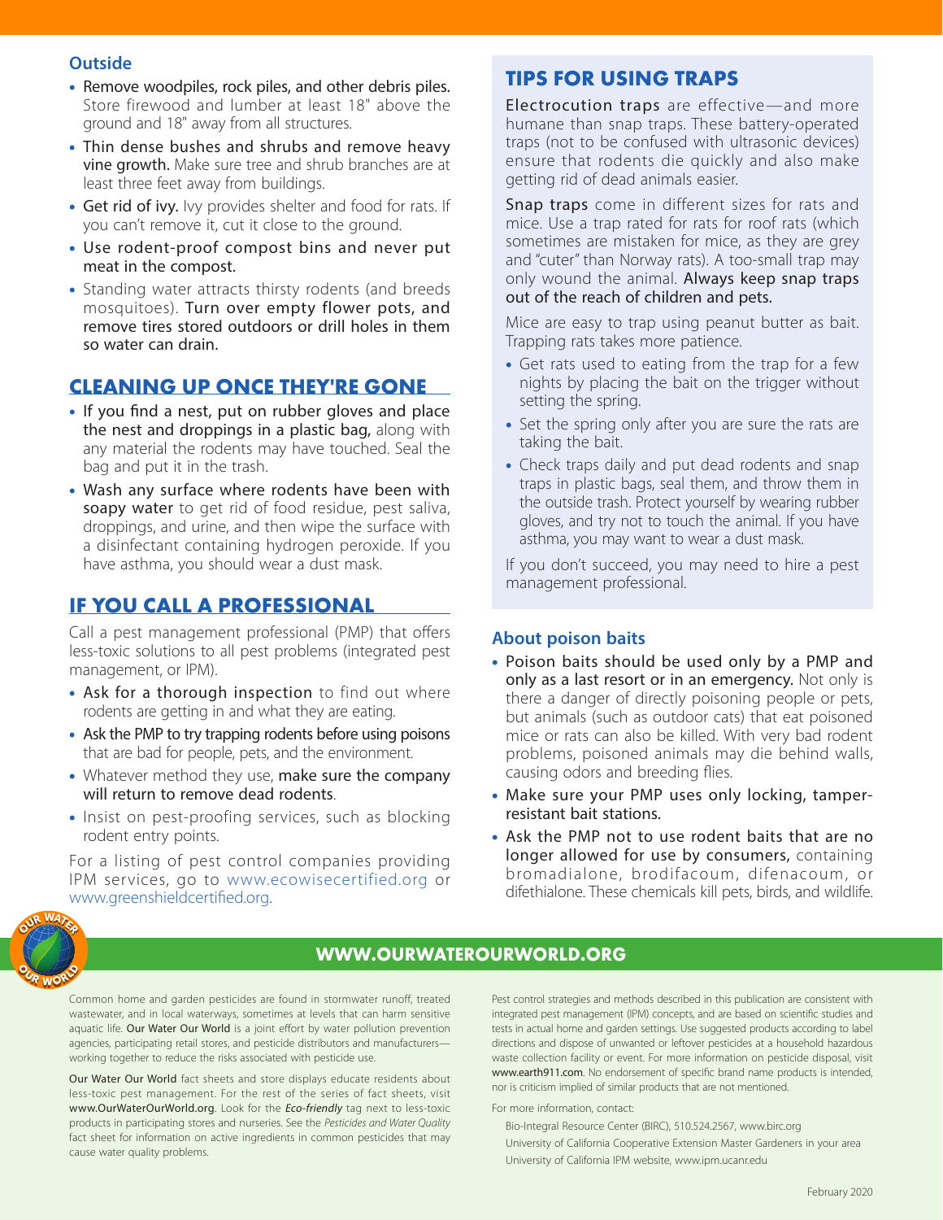### Outside

- **Remove woodpiles, rock piles, and other debris piles.** Store firewood and lumber at least 18" above the ground and 18" away from all structures.
- **Thin dense bushes and shrubs and remove heavy vine growth.** Make sure tree and shrub branches are at least three feet away from buildings.
- **Get rid of ivy.** Ivy provides shelter and food for rats. If you can't remove it, cut it close to the ground.
- **Use rodent-proof compost bins and never put meat in the compost.**
- Standing water attracts thirsty rodents (and breeds mosquitoes). **Turn over empty flower pots, and remove tires stored outdoors or drill holes in them so water can drain.**

## CLEANING UP ONCE THEY'RE GONE

- **If you find a nest, put on rubber gloves and place the nest and droppings in a plastic bag,** along with any material the rodents may have touched. Seal the bag and put it in the trash.
- **Wash any surface where rodents have been with soapy water** to get rid of food residue, pest saliva, droppings, and urine, and then wipe the surface with a disinfectant containing hydrogen peroxide. If you have asthma, you should wear a dust mask.

## IF YOU CALL A PROFESSIONAL

Call a pest management professional (PMP) that offers less-toxic solutions to all pest problems (integrated pest management, or IPM).

- **Ask for a thorough inspection** to find out where rodents are getting in and what they are eating.
- **Ask the PMP to try trapping rodents before using poisons** that are bad for people, pets, and the environment.
- Whatever method they use, **make sure the company will return to remove dead rodents**.
- Insist on pest-proofing services, such as blocking rodent entry points.

For a listing of pest control companies providing IPM services, go to www.ecowisecertified.org or www.greenshieldcertified.org.

## TIPS FOR USING TRAPS

**Electrocution traps** are effective—and more humane than snap traps. These battery-operated traps (not to be confused with ultrasonic devices) ensure that rodents die quickly and also make getting rid of dead animals easier.

**Snap traps** come in different sizes for rats and mice. Use a trap rated for rats for roof rats (which sometimes are mistaken for mice, as they are grey and "cuter" than Norway rats). A too-small trap may only wound the animal. **Always keep snap traps out of the reach of children and pets.**

Mice are easy to trap using peanut butter as bait. Trapping rats takes more patience.

- Get rats used to eating from the trap for a few nights by placing the bait on the trigger without setting the spring.
- Set the spring only after you are sure the rats are taking the bait.
- Check traps daily and put dead rodents and snap traps in plastic bags, seal them, and throw them in the outside trash. Protect yourself by wearing rubber gloves, and try not to touch the animal. If you have asthma, you may want to wear a dust mask.

If you don't succeed, you may need to hire a pest management professional.

### About poison baits

- **Poison baits should be used only by a PMP and only as a last resort or in an emergency.** Not only is there a danger of directly poisoning people or pets, but animals (such as outdoor cats) that eat poisoned mice or rats can also be killed. With very bad rodent problems, poisoned animals may die behind walls, causing odors and breeding flies.
- **Make sure your PMP uses only locking, tamper-resistant bait stations.**
- **Ask the PMP not to use rodent baits that are no longer allowed for use by consumers,** containing bromadialone, brodifacoum, difenacoum, or difethialone. These chemicals kill pets, birds, and wildlife.

**WWW.OURWATEROURWORLD.ORG**

Common home and garden pesticides are found in stormwater runoff, treated wastewater, and in local waterways, sometimes at levels that can harm sensitive aquatic life. Our Water Our World is a joint effort by water pollution prevention agencies, participating retail stores, and pesticide distributors and manufacturers—working together to reduce the risks associated with pesticide use.

Our Water Our World fact sheets and store displays educate residents about less-toxic pest management. For the rest of the series of fact sheets, visit www.OurWaterOurWorld.org. Look for the *Eco-friendly* tag next to less-toxic products in participating stores and nurseries. See the *Pesticides and Water Quality* fact sheet for information on active ingredients in common pesticides that may cause water quality problems.

Pest control strategies and methods described in this publication are consistent with integrated pest management (IPM) concepts, and are based on scientific studies and tests in actual home and garden settings. Use suggested products according to label directions and dispose of unwanted or leftover pesticides at a household hazardous waste collection facility or event. For more information on pesticide disposal, visit www.earth911.com. No endorsement of specific brand name products is intended, nor is criticism implied of similar products that are not mentioned.

For more information, contact:

Bio-Integral Resource Center (BIRC), 510.524.2567, www.birc.org

University of California Cooperative Extension Master Gardeners in your area

University of California IPM website, www.ipm.ucanr.edu

February 2020